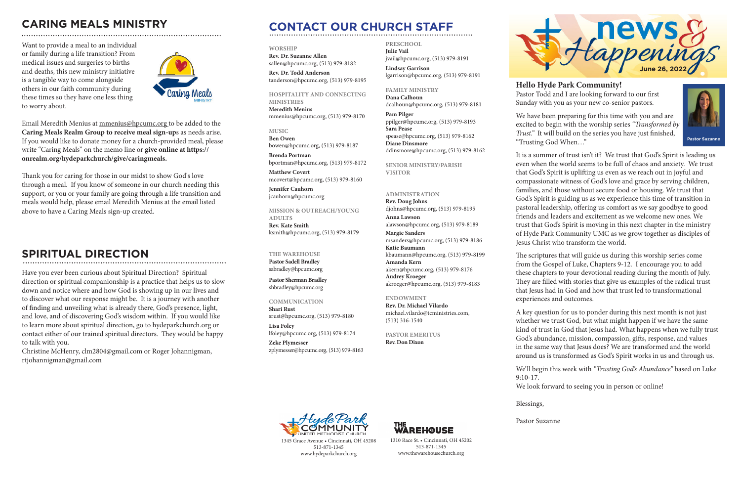## CARING MEALS MINISTRY

Want to provide a meal to an individual or family during a life transition? From medical issues and surgeries to births and deaths, this new ministry initiative is a tangible way to come alongside others in our faith community during these times so they have one less thing to worry about.

Email Meredith Menius at mmenius@hpcumc.org to be added to the **Caring Meals Realm Group to receive meal sign-up**s as needs arise. If you would like to donate money for a church-provided meal, please write "Caring Meals" on the memo line or **give online at https://onrealm.org/hydeparkchurch/give/caringmeals.**

Thank you for caring for those in our midst to show God's love through a meal. If you know of someone in our church needing this support, or you or your family are going through a life transition and meals would help, please email Meredith Menius at the email listed above to have a Caring Meals sign-up created.

## SPIRITUAL DIRECTION

Have you ever been curious about Spiritual Direction? Spiritual direction or spiritual companionship is a practice that helps us to slow down and notice where and how God is showing up in our lives and to discover what our response might be. It is a journey with another of finding and unveiling what is already there, God's presence, light, and love, and of discovering God's wisdom within. If you would like to learn more about spiritual direction, go to hydeparkchurch.org or contact either of our trained spiritual directors. They would be happy to talk with you.
Christine McHenry, clm2804@gmail.com or Roger Johannigman, rtjohannigman@gmail.com

## CONTACT OUR CHURCH STAFF

**WORSHIP**
**Rev. Dr. Suzanne Allen**
sallen@hpcumc.org, (513) 979-8182
**Rev. Dr. Todd Anderson**
tanderson@hpcumc.org, (513) 979-8195

**HOSPITALITY AND CONNECTING MINISTRIES**
**Meredith Menius**
mmenius@hpcumc.org, (513) 979-8170

**MUSIC**
**Ben Owen**
bowen@hpcumc.org, (513) 979-8187
**Brenda Portman**
bportman@hpcumc.org, (513) 979-8172
**Matthew Covert**
mcovert@hpcumc.org, (513) 979-8160
**Jennifer Cauhorn**
jcauhorn@hpcumc.org

**MISSION & OUTREACH/YOUNG ADULTS**
**Rev. Kate Smith**
ksmith@hpcumc.org, (513) 979-8179

**THE WAREHOUSE**
**Pastor Sadell Bradley**
sabradley@hpcumc.org
**Pastor Sherman Bradley**
shbradley@hpcumc.org

**COMMUNICATION**
**Shari Rust**
srust@hpcumc.org, (513) 979-8180
**Lisa Foley**
lfoley@hpcumc.org, (513) 979-8174
**Zeke Plymesser**
zplymesser@hpcumc.org, (513) 979-8163

**PRESCHOOL**
**Julie Vail**
jvail@hpcumc.org, (513) 979-8191
**Lindsay Garrison**
lgarrison@hpcumc.org, (513) 979-8191

**FAMILY MINISTRY**
**Dana Calhoun**
dcalhoun@hpcumc.org, (513) 979-8181
**Pam Pilger**
ppilger@hpcumc.org, (513) 979-8193
**Sara Pease**
spease@hpcumc.org, (513) 979-8162
**Diane Dinsmore**
ddinsmore@hpcumc.org, (513) 979-8162

**SENIOR MINISTRY/PARISH VISITOR**

**ADMINISTRATION**
**Rev. Doug Johns**
djohns@hpcumc.org, (513) 979-8195
**Anna Lawson**
alawson@hpcumc.org, (513) 979-8189
**Margie Sanders**
msanders@hpcumc.org, (513) 979-8186
**Katie Baumann**
kbaumann@hpcumc.org, (513) 979-8199
**Amanda Kern**
akern@hpcumc.org, (513) 979-8176
**Audrey Kroeger**
akroeger@hpcumc.org, (513) 979-8183

**ENDOWMENT**
**Rev. Dr. Michael Vilardo**
michael.vilardo@tcministries.com, (513) 316-1540

**PASTOR EMERITUS**
**Rev. Don Dixon**

Hyde Park Community United Methodist Church
1345 Grace Avenue • Cincinnati, OH 45208
513-871-1345
www.hydeparkchurch.org

The Warehouse
1310 Race St. • Cincinnati, OH 45202
513-871-1345
www.thewarehousechurch.org

# news & Happenings
**June 26, 2022**

### Hello Hyde Park Community!

Pastor Todd and I are looking forward to our first Sunday with you as your new co-senior pastors.

We have been preparing for this time with you and are excited to begin with the worship series *"Transformed by Trust."* It will build on the series you have just finished, "Trusting God When…"

Pastor Suzanne

It is a summer of trust isn't it? We trust that God's Spirit is leading us even when the world seems to be full of chaos and anxiety. We trust that God's Spirit is uplifting us even as we reach out in joyful and compassionate witness of God's love and grace by serving children, families, and those without secure food or housing. We trust that God's Spirit is guiding us as we experience this time of transition in pastoral leadership, offering us comfort as we say goodbye to good friends and leaders and excitement as we welcome new ones. We trust that God's Spirit is moving in this next chapter in the ministry of Hyde Park Community UMC as we grow together as disciples of Jesus Christ who transform the world.

The scriptures that will guide us during this worship series come from the Gospel of Luke, Chapters 9-12. I encourage you to add these chapters to your devotional reading during the month of July. They are filled with stories that give us examples of the radical trust that Jesus had in God and how that trust led to transformational experiences and outcomes.

A key question for us to ponder during this next month is not just whether we trust God, but what might happen if we have the same kind of trust in God that Jesus had. What happens when we fully trust God's abundance, mission, compassion, gifts, response, and values in the same way that Jesus does? We are transformed and the world around us is transformed as God's Spirit works in us and through us.

We'll begin this week with *"Trusting God's Abundance"* based on Luke 9:10-17.
We look forward to seeing you in person or online!

Blessings,

Pastor Suzanne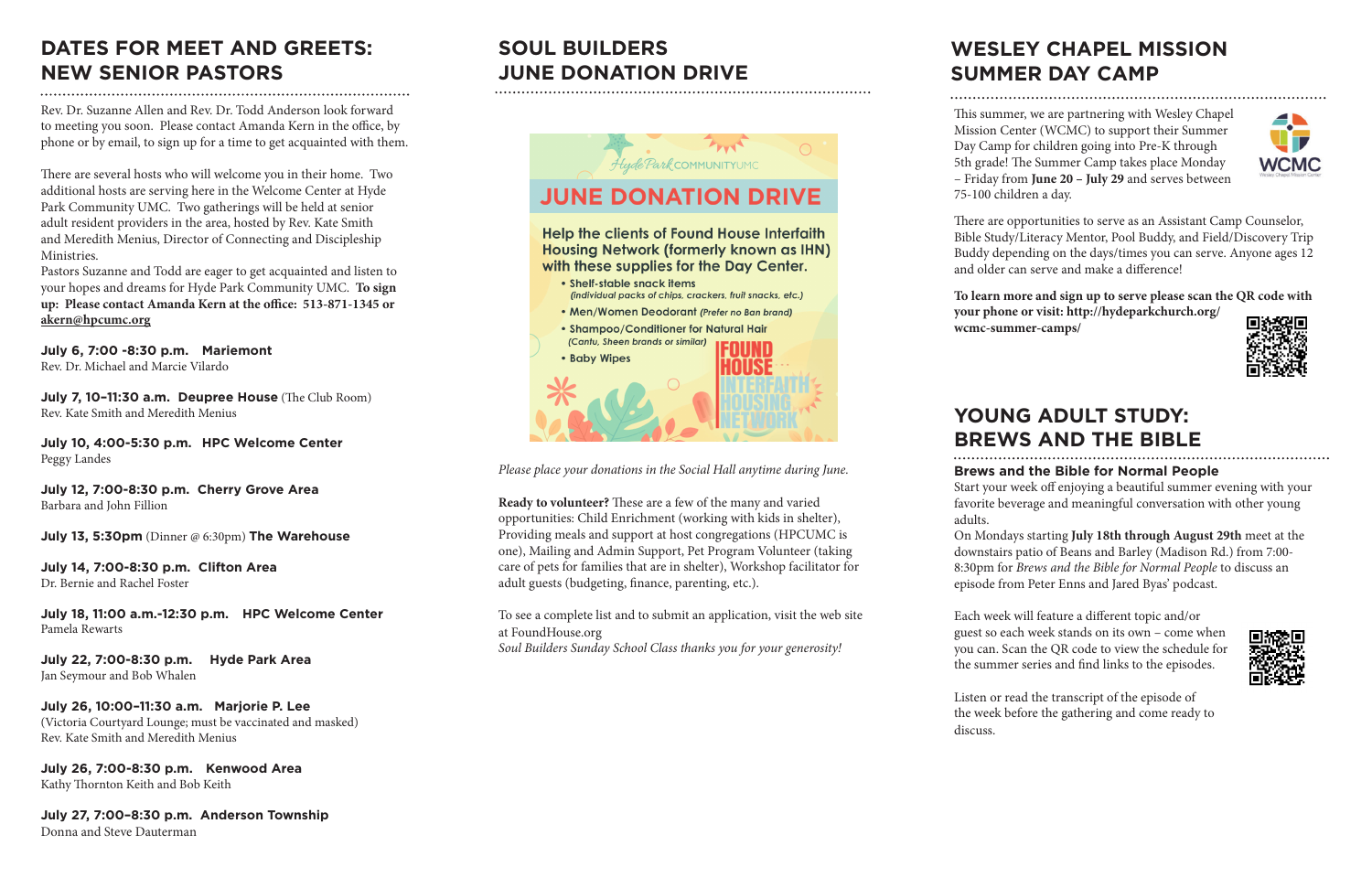## DATES FOR MEET AND GREETS: NEW SENIOR PASTORS

Rev. Dr. Suzanne Allen and Rev. Dr. Todd Anderson look forward to meeting you soon. Please contact Amanda Kern in the office, by phone or by email, to sign up for a time to get acquainted with them.

There are several hosts who will welcome you in their home. Two additional hosts are serving here in the Welcome Center at Hyde Park Community UMC. Two gatherings will be held at senior adult resident providers in the area, hosted by Rev. Kate Smith and Meredith Menius, Director of Connecting and Discipleship Ministries.

Pastors Suzanne and Todd are eager to get acquainted and listen to your hopes and dreams for Hyde Park Community UMC. **To sign up: Please contact Amanda Kern at the office: 513-871-1345 or akern@hpcumc.org**

**July 6, 7:00 -8:30 p.m. Mariemont**
Rev. Dr. Michael and Marcie Vilardo

**July 7, 10–11:30 a.m. Deupree House** (The Club Room)
Rev. Kate Smith and Meredith Menius

**July 10, 4:00-5:30 p.m. HPC Welcome Center**
Peggy Landes

**July 12, 7:00-8:30 p.m. Cherry Grove Area**
Barbara and John Fillion

**July 13, 5:30pm** (Dinner @ 6:30pm) **The Warehouse**

**July 14, 7:00-8:30 p.m. Clifton Area**
Dr. Bernie and Rachel Foster

**July 18, 11:00 a.m.-12:30 p.m. HPC Welcome Center**
Pamela Rewarts

**July 22, 7:00-8:30 p.m. Hyde Park Area**
Jan Seymour and Bob Whalen

**July 26, 10:00–11:30 a.m. Marjorie P. Lee**
(Victoria Courtyard Lounge; must be vaccinated and masked)
Rev. Kate Smith and Meredith Menius

**July 26, 7:00-8:30 p.m. Kenwood Area**
Kathy Thornton Keith and Bob Keith

**July 27, 7:00–8:30 p.m. Anderson Township**
Donna and Steve Dauterman

## SOUL BUILDERS JUNE DONATION DRIVE

Hyde Park COMMUNITY UMC

**JUNE DONATION DRIVE**

**Help the clients of Found House Interfaith Housing Network (formerly known as IHN) with these supplies for the Day Center.**

- Shelf-stable snack items *(Individual packs of chips, crackers, fruit snacks, etc.)*
- Men/Women Deodorant *(Prefer no Ban brand)*
- Shampoo/Conditioner for Natural Hair *(Cantu, Sheen brands or similar)*
- Baby Wipes

FOUND HOUSE INTERFAITH HOUSING NETWORK

*Please place your donations in the Social Hall anytime during June.*

**Ready to volunteer?** These are a few of the many and varied opportunities: Child Enrichment (working with kids in shelter), Providing meals and support at host congregations (HPCUMC is one), Mailing and Admin Support, Pet Program Volunteer (taking care of pets for families that are in shelter), Workshop facilitator for adult guests (budgeting, finance, parenting, etc.).

To see a complete list and to submit an application, visit the web site at FoundHouse.org
*Soul Builders Sunday School Class thanks you for your generosity!*

## WESLEY CHAPEL MISSION SUMMER DAY CAMP

This summer, we are partnering with Wesley Chapel Mission Center (WCMC) to support their Summer Day Camp for children going into Pre-K through 5th grade! The Summer Camp takes place Monday – Friday from **June 20 – July 29** and serves between 75-100 children a day.

There are opportunities to serve as an Assistant Camp Counselor, Bible Study/Literacy Mentor, Pool Buddy, and Field/Discovery Trip Buddy depending on the days/times you can serve. Anyone ages 12 and older can serve and make a difference!

**To learn more and sign up to serve please scan the QR code with your phone or visit: http://hydeparkchurch.org/wcmc-summer-camps/**

## YOUNG ADULT STUDY: BREWS AND THE BIBLE

**Brews and the Bible for Normal People**

Start your week off enjoying a beautiful summer evening with your favorite beverage and meaningful conversation with other young adults.

On Mondays starting **July 18th through August 29th** meet at the downstairs patio of Beans and Barley (Madison Rd.) from 7:00-8:30pm for *Brews and the Bible for Normal People* to discuss an episode from Peter Enns and Jared Byas' podcast.

Each week will feature a different topic and/or guest so each week stands on its own – come when you can. Scan the QR code to view the schedule for the summer series and find links to the episodes.

Listen or read the transcript of the episode of the week before the gathering and come ready to discuss.